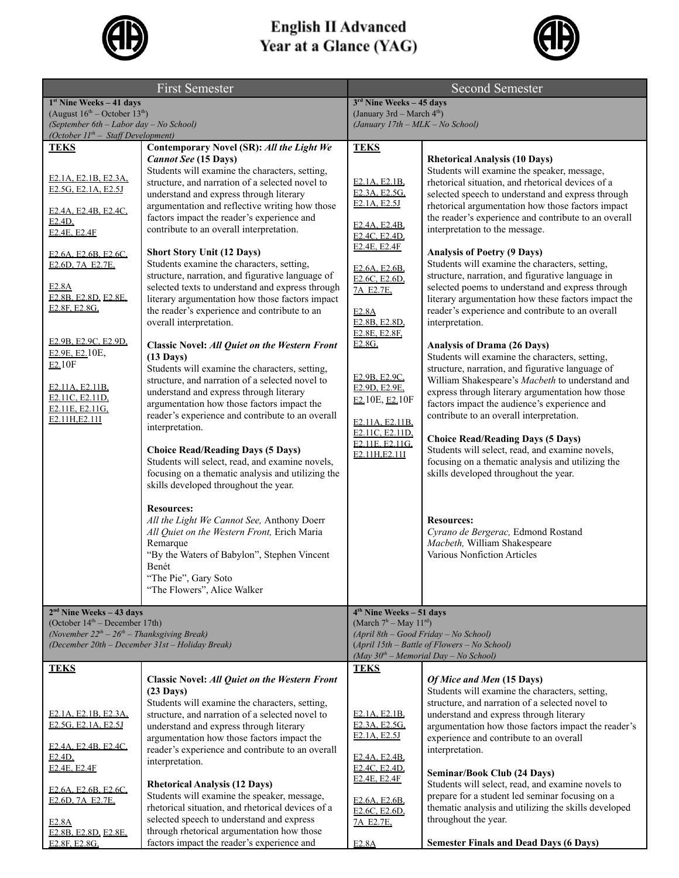# English II Advanced
# Year at a Glance (YAG)

| First Semester | | Second Semester | |
|---|---|---|---|
| **1st Nine Weeks – 41 days**<br>(August 16th – October 13th)<br>*(September 6th – Labor day – No School)*<br>*(October 11th – Staff Development)* | | **3rd Nine Weeks – 45 days**<br>(January 3rd – March 4th)<br>*(January 17th – MLK – No School)* | |
| **TEKS**<br><br>E2.1A, E2.1B, E2.3A, E2.5G, E2.1A, E2.5J<br><br>E2.4A, E2.4B, E2.4C, E2.4D, E2.4E, E2.4F<br><br>E2.6A, E2.6B, E2.6C, E2.6D, 7A E2.7E,<br><br>E2.8A<br>E2.8B, E2.8D, E2.8E, E2.8F, E2.8G,<br><br>E2.9B, E2.9C, E2.9D, E2.9E, E2.10E, E2.10F<br><br>E2.11A, E2.11B, E2.11C, E2.11D, E2.11E, E2.11G, E2.11H,E2.11I | **Contemporary Novel (SR): *All the Light We Cannot See*** **(15 Days)**<br>Students will examine the characters, setting, structure, and narration of a selected novel to understand and express through literary argumentation and reflective writing how those factors impact the reader's experience and contribute to an overall interpretation.<br><br>**Short Story Unit (12 Days)**<br>Students examine the characters, setting, structure, narration, and figurative language of selected texts to understand and express through literary argumentation how those factors impact the reader's experience and contribute to an overall interpretation.<br><br>**Classic Novel: *All Quiet on the Western Front*** **(13 Days)**<br>Students will examine the characters, setting, structure, and narration of a selected novel to understand and express through literary argumentation how those factors impact the reader's experience and contribute to an overall interpretation.<br><br>**Choice Read/Reading Days (5 Days)**<br>Students will select, read, and examine novels, focusing on a thematic analysis and utilizing the skills developed throughout the year.<br><br>**Resources:**<br>*All the Light We Cannot See,* Anthony Doerr<br>*All Quiet on the Western Front,* Erich Maria Remarque<br>"By the Waters of Babylon", Stephen Vincent Benét<br>"The Pie", Gary Soto<br>"The Flowers", Alice Walker | **TEKS**<br><br>E2.1A, E2.1B, E2.3A, E2.5G, E2.1A, E2.5J<br><br>E2.4A, E2.4B, E2.4C, E2.4D, E2.4E, E2.4F<br><br>E2.6A, E2.6B, E2.6C, E2.6D, 7A E2.7E,<br><br>E2.8A<br>E2.8B, E2.8D, E2.8E, E2.8F, E2.8G,<br><br>E2.9B, E2.9C, E2.9D, E2.9E, E2.10E, E2.10F<br><br>E2.11A, E2.11B, E2.11C, E2.11D, E2.11E, E2.11G, E2.11H,E2.11I | **Rhetorical Analysis (10 Days)**<br>Students will examine the speaker, message, rhetorical situation, and rhetorical devices of a selected speech to understand and express through rhetorical argumentation how those factors impact the reader's experience and contribute to an overall interpretation to the message.<br><br>**Analysis of Poetry (9 Days)**<br>Students will examine the characters, setting, structure, narration, and figurative language in selected poems to understand and express through literary argumentation how these factors impact the reader's experience and contribute to an overall interpretation.<br><br>**Analysis of Drama (26 Days)**<br>Students will examine the characters, setting, structure, narration, and figurative language of William Shakespeare's *Macbeth* to understand and express through literary argumentation how those factors impact the audience's experience and contribute to an overall interpretation.<br><br>**Choice Read/Reading Days (5 Days)**<br>Students will select, read, and examine novels, focusing on a thematic analysis and utilizing the skills developed throughout the year.<br><br>**Resources:**<br>*Cyrano de Bergerac,* Edmond Rostand<br>*Macbeth,* William Shakespeare<br>Various Nonfiction Articles |
| **2nd Nine Weeks – 43 days**<br>(October 14th – December 17th)<br>*(November 22nd – 26th – Thanksgiving Break)*<br>*(December 20th – December 31st – Holiday Break)* | | **4th Nine Weeks – 51 days**<br>(March 7th – May 11rd)<br>*(April 8th – Good Friday – No School)*<br>*(April 15th – Battle of Flowers – No School)*<br>*(May 30th – Memorial Day – No School)* | |
| **TEKS**<br><br>E2.1A, E2.1B, E2.3A, E2.5G, E2.1A, E2.5J<br><br>E2.4A, E2.4B, E2.4C, E2.4D, E2.4E, E2.4F<br><br>E2.6A, E2.6B, E2.6C, E2.6D, 7A E2.7E,<br><br>E2.8A<br>E2.8B, E2.8D, E2.8E, E2.8F, E2.8G, | **Classic Novel: *All Quiet on the Western Front*** **(23 Days)**<br>Students will examine the characters, setting, structure, and narration of a selected novel to understand and express through literary argumentation how those factors impact the reader's experience and contribute to an overall interpretation.<br><br>**Rhetorical Analysis (12 Days)**<br>Students will examine the speaker, message, rhetorical situation, and rhetorical devices of a selected speech to understand and express through rhetorical argumentation how those factors impact the reader's experience and | **TEKS**<br><br>E2.1A, E2.1B, E2.3A, E2.5G, E2.1A, E2.5J<br><br>E2.4A, E2.4B, E2.4C, E2.4D, E2.4E, E2.4F<br><br>E2.6A, E2.6B, E2.6C, E2.6D, 7A E2.7E,<br><br>E2.8A | ***Of Mice and Men*** **(15 Days)**<br>Students will examine the characters, setting, structure, and narration of a selected novel to understand and express through literary argumentation how those factors impact the reader's experience and contribute to an overall interpretation.<br><br>**Seminar/Book Club (24 Days)**<br>Students will select, read, and examine novels to prepare for a student led seminar focusing on a thematic analysis and utilizing the skills developed throughout the year.<br><br>**Semester Finals and Dead Days (6 Days)** |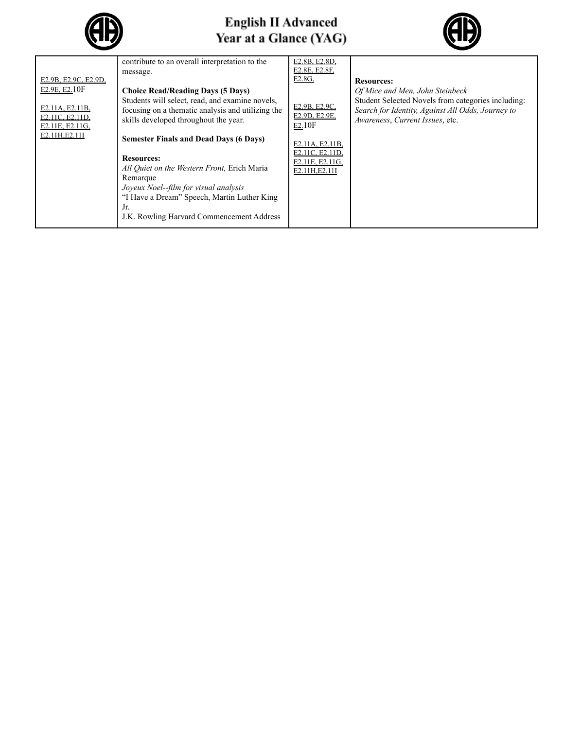| | | | |
|---|---|---|---|
| E2.9B, E2.9C, E2.9D, E2.9E, E2.10F<br><br>E2.11A, E2.11B, E2.11C, E2.11D, E2.11E, E2.11G, E2.11H,E2.11I | contribute to an overall interpretation to the message.<br><br>**Choice Read/Reading Days (5 Days)**<br>Students will select, read, and examine novels, focusing on a thematic analysis and utilizing the skills developed throughout the year.<br><br>**Semester Finals and Dead Days (6 Days)**<br><br>**Resources:**<br>*All Quiet on the Western Front,* Erich Maria Remarque<br>*Joyeux Noel--film for visual analysis*<br>"I Have a Dream" Speech, Martin Luther King Jr.<br>J.K. Rowling Harvard Commencement Address | E2.8B, E2.8D, E2.8E, E2.8F, E2.8G,<br><br>E2.9B, E2.9C, E2.9D, E2.9E, E2.10F<br><br>E2.11A, E2.11B, E2.11C, E2.11D, E2.11E, E2.11G, E2.11H,E2.11I | **Resources:**<br>*Of Mice and Men, John Steinbeck*<br>Student Selected Novels from categories including: *Search for Identity, Against All Odds, Journey to Awareness*, *Current Issues*, etc. |